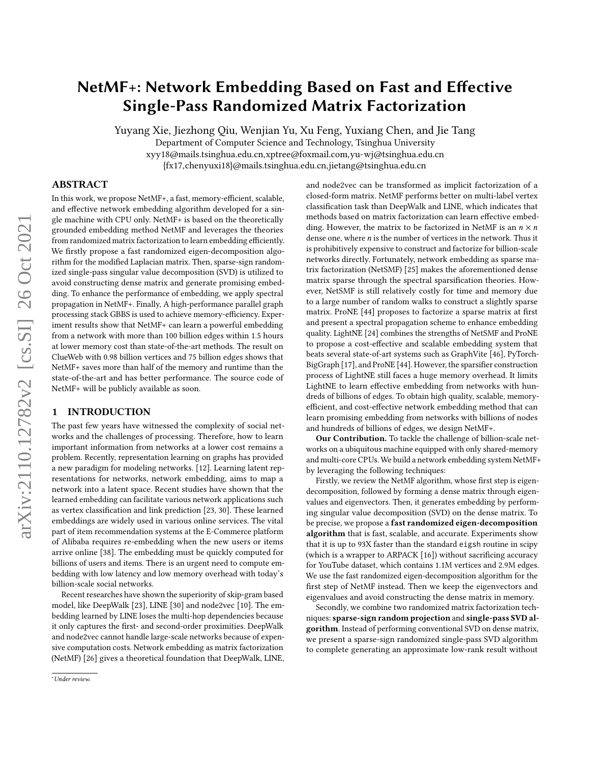# NetMF+: Network Embedding Based on Fast and Effective Single-Pass Randomized Matrix Factorization

Yuyang Xie, Jiezhong Qiu, Wenjian Yu, Xu Feng, Yuxiang Chen, and Jie Tang
Department of Computer Science and Technology, Tsinghua University
xyy18@mails.tsinghua.edu.cn,xptree@foxmail.com,yu-wj@tsinghua.edu.cn
{fx17,chenyuxi18}@mails.tsinghua.edu.cn,jietang@tsinghua.edu.cn

## ABSTRACT

In this work, we propose NetMF+, a fast, memory-efficient, scalable, and effective network embedding algorithm developed for a single machine with CPU only. NetMF+ is based on the theoretically grounded embedding method NetMF and leverages the theories from randomized matrix factorization to learn embedding efficiently. We firstly propose a fast randomized eigen-decomposition algorithm for the modified Laplacian matrix. Then, sparse-sign randomized single-pass singular value decomposition (SVD) is utilized to avoid constructing dense matrix and generate promising embedding. To enhance the performance of embedding, we apply spectral propagation in NetMF+. Finally, A high-performance parallel graph processing stack GBBS is used to achieve memory-efficiency. Experiment results show that NetMF+ can learn a powerful embedding from a network with more than 100 billion edges within 1.5 hours at lower memory cost than state-of-the-art methods. The result on ClueWeb with 0.98 billion vertices and 75 billion edges shows that NetMF+ saves more than half of the memory and runtime than the state-of-the-art and has better performance. The source code of NetMF+ will be publicly available as soon.

## 1 INTRODUCTION

The past few years have witnessed the complexity of social networks and the challenges of processing. Therefore, how to learn important information from networks at a lower cost remains a problem. Recently, representation learning on graphs has provided a new paradigm for modeling networks. [12]. Learning latent representations for networks, network embedding, aims to map a network into a latent space. Recent studies have shown that the learned embedding can facilitate various network applications such as vertex classification and link prediction [23, 30]. These learned embeddings are widely used in various online services. The vital part of item recommendation systems at the E-Commerce platform of Alibaba requires re-embedding when the new users or items arrive online [38]. The embedding must be quickly computed for billions of users and items. There is an urgent need to compute embedding with low latency and low memory overhead with today's billion-scale social networks.

Recent researches have shown the superiority of skip-gram based model, like DeepWalk [23], LINE [30] and node2vec [10]. The embedding learned by LINE loses the multi-hop dependencies because it only captures the first- and second-order proximities. DeepWalk and node2vec cannot handle large-scale networks because of expensive computation costs. Network embedding as matrix factorization (NetMF) [26] gives a theoretical foundation that DeepWalk, LINE, and node2vec can be transformed as implicit factorization of a closed-form matrix. NetMF performs better on multi-label vertex classification task than DeepWalk and LINE, which indicates that methods based on matrix factorization can learn effective embedding. However, the matrix to be factorized in NetMF is an $n \times n$ dense one, where $n$ is the number of vertices in the network. Thus it is prohibitively expensive to construct and factorize for billion-scale networks directly. Fortunately, network embedding as sparse matrix factorization (NetSMF) [25] makes the aforementioned dense matrix sparse through the spectral sparsification theories. However, NetSMF is still relatively costly for time and memory due to a large number of random walks to construct a slightly sparse matrix. ProNE [44] proposes to factorize a sparse matrix at first and present a spectral propagation scheme to enhance embedding quality. LightNE [24] combines the strengths of NetSMF and ProNE to propose a cost-effective and scalable embedding system that beats several state-of-art systems such as GraphVite [46], PyTorch-BigGraph [17], and ProNE [44]. However, the sparsifier construction process of LightNE still faces a huge memory overhead. It limits LightNE to learn effective embedding from networks with hundreds of billions of edges. To obtain high quality, scalable, memory-efficient, and cost-effective network embedding method that can learn promising embedding from networks with billions of nodes and hundreds of billions of edges, we design NetMF+.

**Our Contribution.** To tackle the challenge of billion-scale networks on a ubiquitous machine equipped with only shared-memory and multi-core CPUs. We build a network embedding system NetMF+ by leveraging the following techniques:

Firstly, we review the NetMF algorithm, whose first step is eigen-decomposition, followed by forming a dense matrix through eigenvalues and eigenvectors. Then, it generates embedding by performing singular value decomposition (SVD) on the dense matrix. To be precise, we propose a **fast randomized eigen-decomposition algorithm** that is fast, scalable, and accurate. Experiments show that it is up to 93X faster than the standard `eigsh` routine in scipy (which is a wrapper to ARPACK [16]) without sacrificing accuracy for YouTube dataset, which contains 1.1M vertices and 2.9M edges. We use the fast randomized eigen-decomposition algorithm for the first step of NetMF instead. Then we keep the eigenvectors and eigenvalues and avoid constructing the dense matrix in memory.

Secondly, we combine two randomized matrix factorization techniques: **sparse-sign random projection** and **single-pass SVD algorithm**. Instead of performing conventional SVD on dense matrix, we present a sparse-sign randomized single-pass SVD algorithm to complete generating an approximate low-rank result without

*Under review.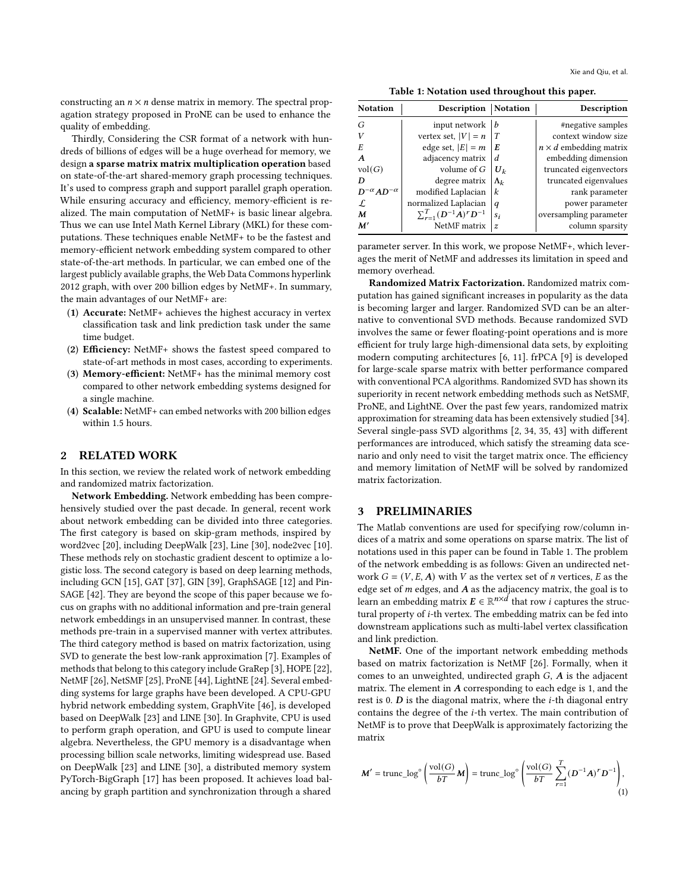constructing an $n \times n$ dense matrix in memory. The spectral propagation strategy proposed in ProNE can be used to enhance the quality of embedding.

Thirdly, Considering the CSR format of a network with hundreds of billions of edges will be a huge overhead for memory, we design **a sparse matrix matrix multiplication operation** based on state-of-the-art shared-memory graph processing techniques. It's used to compress graph and support parallel graph operation. While ensuring accuracy and efficiency, memory-efficient is realized. The main computation of NetMF+ is basic linear algebra. Thus we can use Intel Math Kernel Library (MKL) for these computations. These techniques enable NetMF+ to be the fastest and memory-efficient network embedding system compared to other state-of-the-art methods. In particular, we can embed one of the largest publicly available graphs, the Web Data Commons hyperlink 2012 graph, with over 200 billion edges by NetMF+. In summary, the main advantages of our NetMF+ are:

1. **Accurate:** NetMF+ achieves the highest accuracy in vertex classification task and link prediction task under the same time budget.
2. **Efficiency:** NetMF+ shows the fastest speed compared to state-of-art methods in most cases, according to experiments.
3. **Memory-efficient:** NetMF+ has the minimal memory cost compared to other network embedding systems designed for a single machine.
4. **Scalable:** NetMF+ can embed networks with 200 billion edges within 1.5 hours.

## 2 RELATED WORK

In this section, we review the related work of network embedding and randomized matrix factorization.

**Network Embedding.** Network embedding has been comprehensively studied over the past decade. In general, recent work about network embedding can be divided into three categories. The first category is based on skip-gram methods, inspired by word2vec [20], including DeepWalk [23], Line [30], node2vec [10]. These methods rely on stochastic gradient descent to optimize a logistic loss. The second category is based on deep learning methods, including GCN [15], GAT [37], GIN [39], GraphSAGE [12] and PinSAGE [42]. They are beyond the scope of this paper because we focus on graphs with no additional information and pre-train general network embeddings in an unsupervised manner. In contrast, these methods pre-train in a supervised manner with vertex attributes. The third category method is based on matrix factorization, using SVD to generate the best low-rank approximation [7]. Examples of methods that belong to this category include GraRep [3], HOPE [22], NetMF [26], NetSMF [25], ProNE [44], LightNE [24]. Several embedding systems for large graphs have been developed. A CPU-GPU hybrid network embedding system, GraphVite [46], is developed based on DeepWalk [23] and LINE [30]. In Graphvite, CPU is used to perform graph operation, and GPU is used to compute linear algebra. Nevertheless, the GPU memory is a disadvantage when processing billion scale networks, limiting widespread use. Based on DeepWalk [23] and LINE [30], a distributed memory system PyTorch-BigGraph [17] has been proposed. It achieves load balancing by graph partition and synchronization through a shared parameter server. In this work, we propose NetMF+, which leverages the merit of NetMF and addresses its limitation in speed and memory overhead.

**Table 1: Notation used throughout this paper.**

| Notation | Description | Notation | Description |
|---|---|---|---|
| $G$ | input network | $b$ | #negative samples |
| $V$ | vertex set, $\|V\| = n$ | $T$ | context window size |
| $E$ | edge set, $\|E\| = m$ | $\boldsymbol{E}$ | $n \times d$ embedding matrix |
| $\boldsymbol{A}$ | adjacency matrix | $d$ | embedding dimension |
| $\mathrm{vol}(G)$ | volume of $G$ | $\boldsymbol{U}_k$ | truncated eigenvectors |
| $\boldsymbol{D}$ | degree matrix | $\boldsymbol{\Lambda}_k$ | truncated eigenvalues |
| $\boldsymbol{D}^{-\alpha}\boldsymbol{A}\boldsymbol{D}^{-\alpha}$ | modified Laplacian | $k$ | rank parameter |
| $\mathcal{L}$ | normalized Laplacian | $q$ | power parameter |
| $\boldsymbol{M}$ | $\sum_{r=1}^{T}(\boldsymbol{D}^{-1}\boldsymbol{A})^r\boldsymbol{D}^{-1}$ | $s_i$ | oversampling parameter |
| $\boldsymbol{M}'$ | NetMF matrix | $z$ | column sparsity |

**Randomized Matrix Factorization.** Randomized matrix computation has gained significant increases in popularity as the data is becoming larger and larger. Randomized SVD can be an alternative to conventional SVD methods. Because randomized SVD involves the same or fewer floating-point operations and is more efficient for truly large high-dimensional data sets, by exploiting modern computing architectures [6, 11]. frPCA [9] is developed for large-scale sparse matrix with better performance compared with conventional PCA algorithms. Randomized SVD has shown its superiority in recent network embedding methods such as NetSMF, ProNE, and LightNE. Over the past few years, randomized matrix approximation for streaming data has been extensively studied [34]. Several single-pass SVD algorithms [2, 34, 35, 43] with different performances are introduced, which satisfy the streaming data scenario and only need to visit the target matrix once. The efficiency and memory limitation of NetMF will be solved by randomized matrix factorization.

## 3 PRELIMINARIES

The Matlab conventions are used for specifying row/column indices of a matrix and some operations on sparse matrix. The list of notations used in this paper can be found in Table 1. The problem of the network embedding is as follows: Given an undirected network $G = (V, E, \boldsymbol{A})$ with $V$ as the vertex set of $n$ vertices, $E$ as the edge set of $m$ edges, and $\boldsymbol{A}$ as the adjacency matrix, the goal is to learn an embedding matrix $\boldsymbol{E} \in \mathbb{R}^{n \times d}$ that row $i$ captures the structural property of $i$-th vertex. The embedding matrix can be fed into downstream applications such as multi-label vertex classification and link prediction.

**NetMF.** One of the important network embedding methods based on matrix factorization is NetMF [26]. Formally, when it comes to an unweighted, undirected graph $G$, $\boldsymbol{A}$ is the adjacent matrix. The element in $\boldsymbol{A}$ corresponding to each edge is 1, and the rest is 0. $\boldsymbol{D}$ is the diagonal matrix, where the $i$-th diagonal entry contains the degree of the $i$-th vertex. The main contribution of NetMF is to prove that DeepWalk is approximately factorizing the matrix

$$
\boldsymbol{M}' = \mathrm{trunc\_log}^{\circ}\left(\frac{\mathrm{vol}(G)}{bT}\boldsymbol{M}\right) = \mathrm{trunc\_log}^{\circ}\left(\frac{\mathrm{vol}(G)}{bT}\sum_{r=1}^{T}(\boldsymbol{D}^{-1}\boldsymbol{A})^r\boldsymbol{D}^{-1}\right), \tag{1}
$$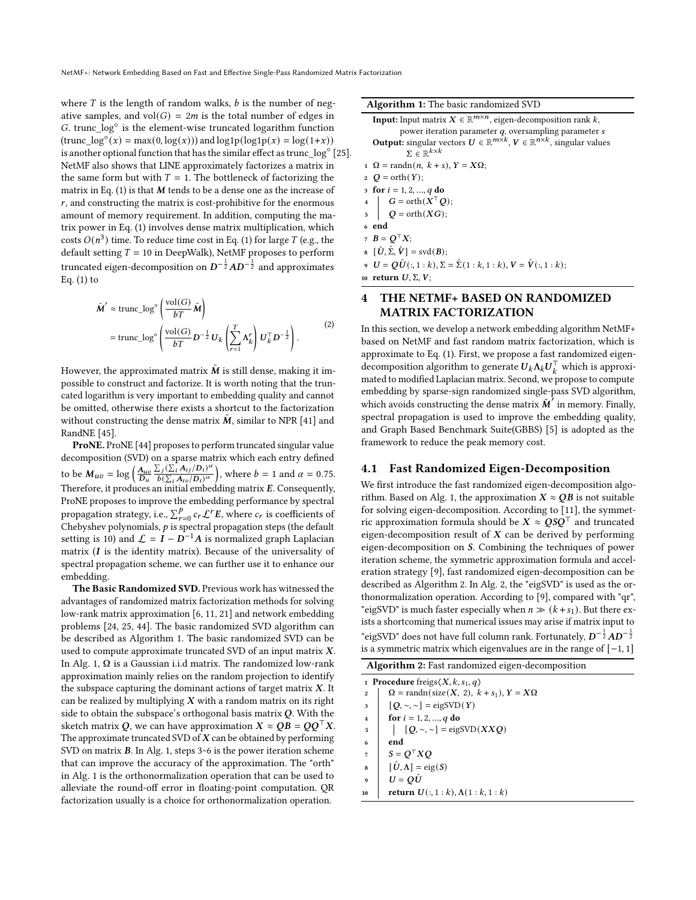where $T$ is the length of random walks, $b$ is the number of negative samples, and $\mathrm{vol}(G) = 2m$ is the total number of edges in $G$. trunc_log$^\circ$ is the element-wise truncated logarithm function (trunc_log$^\circ(x) = \max(0, \log(x))$) and log1p($\mathrm{log1p}(x) = \log(1+x)$) is another optional function that has the similar effect as trunc_log$^\circ$ [25]. NetMF also shows that LINE approximately factorizes a matrix in the same form but with $T = 1$. The bottleneck of factorizing the matrix in Eq. (1) is that $\boldsymbol{M}$ tends to be a dense one as the increase of $r$, and constructing the matrix is cost-prohibitive for the enormous amount of memory requirement. In addition, computing the matrix power in Eq. (1) involves dense matrix multiplication, which costs $O(n^3)$ time. To reduce time cost in Eq. (1) for large $T$ (e.g., the default setting $T = 10$ in DeepWalk), NetMF proposes to perform truncated eigen-decomposition on $\boldsymbol{D}^{-\frac{1}{2}}\boldsymbol{A}\boldsymbol{D}^{-\frac{1}{2}}$ and approximates Eq. (1) to

$$
\begin{aligned}
\tilde{\boldsymbol{M}}' &\approx \mathrm{trunc\_log}^\circ\left(\frac{\mathrm{vol}(G)}{bT}\tilde{\boldsymbol{M}}\right) \\
&= \mathrm{trunc\_log}^\circ\left(\frac{\mathrm{vol}(G)}{bT}\boldsymbol{D}^{-\frac{1}{2}}\boldsymbol{U}_k\left(\sum_{r=1}^{T}\boldsymbol{\Lambda}_k^r\right)\boldsymbol{U}_k^\top\boldsymbol{D}^{-\frac{1}{2}}\right).
\end{aligned} \tag{2}
$$

However, the approximated matrix $\tilde{\boldsymbol{M}}$ is still dense, making it impossible to construct and factorize. It is worth noting that the truncated logarithm is very important to embedding quality and cannot be omitted, otherwise there exists a shortcut to the factorization without constructing the dense matrix $\tilde{\boldsymbol{M}}$, similar to NPR [41] and RandNE [45].

**ProNE.** ProNE [44] proposes to perform truncated singular value decomposition (SVD) on a sparse matrix which each entry defined to be $\boldsymbol{M}_{uv} = \log\left(\frac{\boldsymbol{A}_{uv}}{\boldsymbol{D}_u}\frac{\sum_j(\sum_i \boldsymbol{A}_{ij}/\boldsymbol{D}_i)^\alpha}{b(\sum_i \boldsymbol{A}_{iv}/\boldsymbol{D}_i)^\alpha}\right)$, where $b = 1$ and $\alpha = 0.75$. Therefore, it produces an initial embedding matrix $\boldsymbol{E}$. Consequently, ProNE proposes to improve the embedding performance by spectral propagation strategy, i.e., $\sum_{r=0}^{p} c_r \mathcal{L}^r \boldsymbol{E}$, where $c_r$ is coefficients of Chebyshev polynomials, $p$ is spectral propagation steps (the default setting is 10) and $\mathcal{L} = \boldsymbol{I} - \boldsymbol{D}^{-1}\boldsymbol{A}$ is normalized graph Laplacian matrix ($\boldsymbol{I}$ is the identity matrix). Because of the universality of spectral propagation scheme, we can further use it to enhance our embedding.

**The Basic Randomized SVD.** Previous work has witnessed the advantages of randomized matrix factorization methods for solving low-rank matrix approximation [6, 11, 21] and network embedding problems [24, 25, 44]. The basic randomized SVD algorithm can be described as Algorithm 1. The basic randomized SVD can be used to compute approximate truncated SVD of an input matrix $\boldsymbol{X}$. In Alg. 1, $\Omega$ is a Gaussian i.i.d matrix. The randomized low-rank approximation mainly relies on the random projection to identify the subspace capturing the dominant actions of target matrix $\boldsymbol{X}$. It can be realized by multiplying $\boldsymbol{X}$ with a random matrix on its right side to obtain the subspace's orthogonal basis matrix $\boldsymbol{Q}$. With the sketch matrix $\boldsymbol{Q}$, we can have approximation $\boldsymbol{X} \approx \boldsymbol{Q}\boldsymbol{B} = \boldsymbol{Q}\boldsymbol{Q}^\top\boldsymbol{X}$. The approximate truncated SVD of $\boldsymbol{X}$ can be obtained by performing SVD on matrix $\boldsymbol{B}$. In Alg. 1, steps 3~6 is the power iteration scheme that can improve the accuracy of the approximation. The "orth" in Alg. 1 is the orthonormalization operation that can be used to alleviate the round-off error in floating-point computation. QR factorization usually is a choice for orthonormalization operation.

**Algorithm 1:** The basic randomized SVD

**Input:** Input matrix $\boldsymbol{X} \in \mathbb{R}^{m\times n}$, eigen-decomposition rank $k$, power iteration parameter $q$, oversampling parameter $s$
**Output:** singular vectors $\boldsymbol{U} \in \mathbb{R}^{m\times k}$, $\boldsymbol{V} \in \mathbb{R}^{n\times k}$, singular values $\Sigma \in \mathbb{R}^{k\times k}$

```
1  Ω = randn(n, k + s), Y = XΩ;
2  Q = orth(Y);
3  for i = 1, 2, ..., q do
4      G = orth(X^T Q);
5      Q = orth(XG);
6  end
7  B = Q^T X;
8  [Û, Σ̂, V̂] = svd(B);
9  U = QÛ(:, 1 : k), Σ = Σ̂(1 : k, 1 : k), V = V̂(:, 1 : k);
10 return U, Σ, V;
```

## 4 THE NETMF+ BASED ON RANDOMIZED MATRIX FACTORIZATION

In this section, we develop a network embedding algorithm NetMF+ based on NetMF and fast random matrix factorization, which is approximate to Eq. (1). First, we propose a fast randomized eigen-decomposition algorithm to generate $\boldsymbol{U}_k\boldsymbol{\Lambda}_k\boldsymbol{U}_k^\top$ which is approximated to modified Laplacian matrix. Second, we propose to compute embedding by sparse-sign randomized single-pass SVD algorithm, which avoids constructing the dense matrix $\tilde{\boldsymbol{M}}'$ in memory. Finally, spectral propagation is used to improve the embedding quality, and Graph Based Benchmark Suite(GBBS) [5] is adopted as the framework to reduce the peak memory cost.

### 4.1 Fast Randomized Eigen-Decomposition

We first introduce the fast randomized eigen-decomposition algorithm. Based on Alg. 1, the approximation $\boldsymbol{X} \approx \boldsymbol{Q}\boldsymbol{B}$ is not suitable for solving eigen-decomposition. According to [11], the symmetric approximation formula should be $\boldsymbol{X} \approx \boldsymbol{Q}\boldsymbol{S}\boldsymbol{Q}^\top$ and truncated eigen-decomposition result of $\boldsymbol{X}$ can be derived by performing eigen-decomposition on $\boldsymbol{S}$. Combining the techniques of power iteration scheme, the symmetric approximation formula and acceleration strategy [9], fast randomized eigen-decomposition can be described as Algorithm 2. In Alg. 2, the "eigSVD" is used as the orthonormalization operation. According to [9], compared with "qr", "eigSVD" is much faster especially when $n \gg (k + s_1)$. But there exists a shortcoming that numerical issues may arise if matrix input to "eigSVD" does not have full column rank. Fortunately, $\boldsymbol{D}^{-\frac{1}{2}}\boldsymbol{A}\boldsymbol{D}^{-\frac{1}{2}}$ is a symmetric matrix which eigenvalues are in the range of $[-1, 1]$

**Algorithm 2:** Fast randomized eigen-decomposition

```
1  Procedure freigs(X, k, s1, q)
2      Ω = randn(size(X, 2), k + s1), Y = XΩ
3      [Q, ~, ~] = eigSVD(Y)
4      for i = 1, 2, ..., q do
5          [Q, ~, ~] = eigSVD(XXQ)
6      end
7      S = Q^T XQ
8      [Û, Λ] = eig(S)
9      U = QÛ
10     return U(:, 1 : k), Λ(1 : k, 1 : k)
```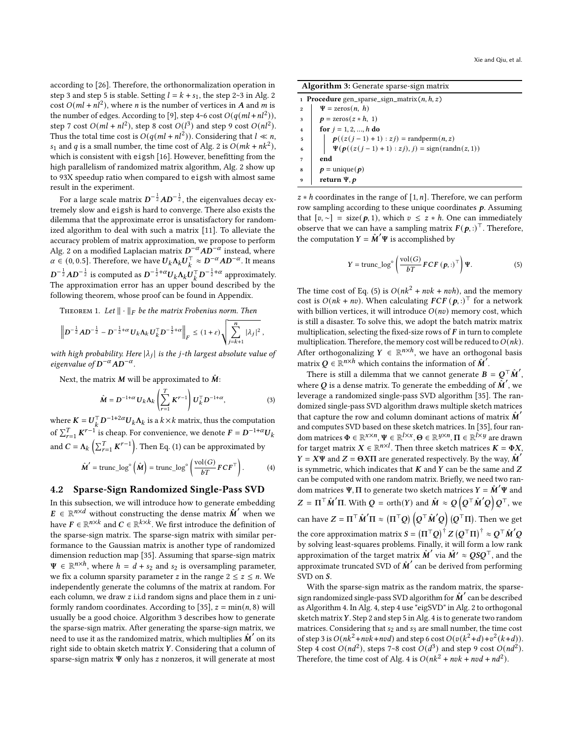according to [26]. Therefore, the orthonormalization operation in step 3 and step 5 is stable. Setting $l = k + s_1$, the step 2~3 in Alg. 2 cost $O(ml + nl^2)$, where $n$ is the number of vertices in $\boldsymbol{A}$ and $m$ is the number of edges. According to [9], step 4~6 cost $O(q(ml + nl^2))$, step 7 cost $O(ml + nl^2)$, step 8 cost $O(l^3)$ and step 9 cost $O(nl^2)$. Thus the total time cost is $O(q(ml + nl^2))$. Considering that $l \ll n$, $s_1$ and $q$ is a small number, the time cost of Alg. 2 is $O(mk + nk^2)$, which is consistent with `eigsh` [16]. However, benefitting from the high parallelism of randomized matrix algorithm, Alg. 2 show up to 93X speedup ratio when compared to `eigsh` with almost same result in the experiment.

For a large scale matrix $\boldsymbol{D}^{-\frac{1}{2}}\boldsymbol{A}\boldsymbol{D}^{-\frac{1}{2}}$, the eigenvalues decay extremely slow and `eigsh` is hard to converge. There also exists the dilemma that the approximate error is unsatisfactory for randomized algorithm to deal with such a matrix [11]. To alleviate the accuracy problem of matrix approximation, we propose to perform Alg. 2 on a modified Laplacian matrix $\boldsymbol{D}^{-\alpha}\boldsymbol{A}\boldsymbol{D}^{-\alpha}$ instead, where $\alpha \in (0, 0.5]$. Therefore, we have $\boldsymbol{U}_k\boldsymbol{\Lambda}_k\boldsymbol{U}_k^\top \approx \boldsymbol{D}^{-\alpha}\boldsymbol{A}\boldsymbol{D}^{-\alpha}$. It means $\boldsymbol{D}^{-\frac{1}{2}}\boldsymbol{A}\boldsymbol{D}^{-\frac{1}{2}}$ is computed as $\boldsymbol{D}^{-\frac{1}{2}+\alpha}\boldsymbol{U}_k\boldsymbol{\Lambda}_k\boldsymbol{U}_k^\top\boldsymbol{D}^{-\frac{1}{2}+\alpha}$ approximately. The approximation error has an upper bound described by the following theorem, whose proof can be found in Appendix.

Theorem 1. *Let $\|\cdot\|_F$ be the matrix Frobenius norm. Then*

$$\left\|\boldsymbol{D}^{-\frac{1}{2}}\boldsymbol{A}\boldsymbol{D}^{-\frac{1}{2}} - \boldsymbol{D}^{-\frac{1}{2}+\alpha}\boldsymbol{U}_k\boldsymbol{\Lambda}_k\boldsymbol{U}_k^\top\boldsymbol{D}^{-\frac{1}{2}+\alpha}\right\|_F \le (1+\varepsilon)\sqrt{\sum_{j=k+1}^{n}|\lambda_j|^2},$$

*with high probability. Here $|\lambda_j|$ is the $j$-th largest absolute value of eigenvalue of $\boldsymbol{D}^{-\alpha}\boldsymbol{A}\boldsymbol{D}^{-\alpha}$.*

Next, the matrix $\boldsymbol{M}$ will be approximated to $\hat{\boldsymbol{M}}$:

$$\hat{\boldsymbol{M}} = \boldsymbol{D}^{-1+\alpha}\boldsymbol{U}_k\boldsymbol{\Lambda}_k\left(\sum_{r=1}^{T}\boldsymbol{K}^{r-1}\right)\boldsymbol{U}_k^\top\boldsymbol{D}^{-1+\alpha}, \tag{3}$$

where $\boldsymbol{K} = \boldsymbol{U}_k^\top\boldsymbol{D}^{-1+2\alpha}\boldsymbol{U}_k\boldsymbol{\Lambda}_k$ is a $k\times k$ matrix, thus the computation of $\sum_{r=1}^{T}\boldsymbol{K}^{r-1}$ is cheap. For convenience, we denote $\boldsymbol{F} = \boldsymbol{D}^{-1+\alpha}\boldsymbol{U}_k$ and $\boldsymbol{C} = \boldsymbol{\Lambda}_k\left(\sum_{r=1}^{T}\boldsymbol{K}^{r-1}\right)$. Then Eq. (1) can be approximated by

$$\hat{\boldsymbol{M}}' = \text{trunc\_log}^\circ\left(\hat{\boldsymbol{M}}\right) = \text{trunc\_log}^\circ\left(\frac{\text{vol}(G)}{bT}\boldsymbol{F}\boldsymbol{C}\boldsymbol{F}^\top\right). \tag{4}$$

## 4.2 Sparse-Sign Randomized Single-Pass SVD

In this subsection, we will introduce how to generate embedding $\boldsymbol{E} \in \mathbb{R}^{n\times d}$ without constructing the dense matrix $\hat{\boldsymbol{M}}'$ when we have $\boldsymbol{F} \in \mathbb{R}^{n\times k}$ and $\boldsymbol{C} \in \mathbb{R}^{k\times k}$. We first introduce the definition of the sparse-sign matrix. The sparse-sign matrix with similar performance to the Gaussian matrix is another type of randomized dimension reduction map [35]. Assuming that sparse-sign matrix $\boldsymbol{\Psi} \in \mathbb{R}^{n\times h}$, where $h = d + s_2$ and $s_2$ is oversampling parameter, we fix a column sparsity parameter $z$ in the range $2 \le z \le n$. We independently generate the columns of the matrix at random. For each column, we draw $z$ i.i.d random signs and place them in $z$ uniformly random coordinates. According to [35], $z = \min(n, 8)$ will usually be a good choice. Algorithm 3 describes how to generate the sparse-sign matrix. After generating the sparse-sign matrix, we need to use it as the randomized matrix, which multiplies $\hat{\boldsymbol{M}}'$ on its right side to obtain sketch matrix $\boldsymbol{Y}$. Considering that a column of sparse-sign matrix $\boldsymbol{\Psi}$ only has $z$ nonzeros, it will generate at most $z * h$ coordinates in the range of $[1, n]$. Therefore, we can perform row sampling according to these unique coordinates $\boldsymbol{p}$. Assuming that $[v, \sim] = \text{size}(\boldsymbol{p}, 1)$, which $v \le z * h$. One can immediately observe that we can have a sampling matrix $\boldsymbol{F}(\boldsymbol{p}, :)^\top$. Therefore, the computation $\boldsymbol{Y} = \hat{\boldsymbol{M}}'\boldsymbol{\Psi}$ is accomplished by

**Algorithm 3:** Generate sparse-sign matrix

```
1 Procedure gen_sparse_sign_matrix(n, h, z)
2     Ψ = zeros(n, h)
3     p = zeros(z * h, 1)
4     for j = 1, 2, ..., h do
5         p((z(j − 1) + 1) : zj) = randperm(n, z)
6         Ψ(p((z(j − 1) + 1) : zj), j) = sign(randn(z, 1))
7     end
8     p = unique(p)
9     return Ψ, p
```

$$\boldsymbol{Y} = \text{trunc\_log}^\circ\left(\frac{\text{vol}(G)}{bT}\boldsymbol{F}\boldsymbol{C}\boldsymbol{F}(\boldsymbol{p}, :)^\top\right)\boldsymbol{\Psi}. \tag{5}$$

The time cost of Eq. (5) is $O(nk^2 + nvk + nvh)$, and the memory cost is $O(nk + nv)$. When calculating $\boldsymbol{F}\boldsymbol{C}\boldsymbol{F}(\boldsymbol{p}, :)^\top$ for a network with billion vertices, it will introduce $O(nv)$ memory cost, which is still a disaster. To solve this, we adopt the batch matrix matrix multiplication, selecting the fixed-size rows of $\boldsymbol{F}$ in turn to complete multiplication. Therefore, the memory cost will be reduced to $O(nk)$. After orthogonalizing $\boldsymbol{Y} \in \mathbb{R}^{n\times h}$, we have an orthogonal basis matrix $\boldsymbol{Q} \in \mathbb{R}^{n\times h}$ which contains the information of $\hat{\boldsymbol{M}}'$.

There is still a dilemma that we cannot generate $\boldsymbol{B} = \boldsymbol{Q}^\top\hat{\boldsymbol{M}}'$, where $\boldsymbol{Q}$ is a dense matrix. To generate the embedding of $\hat{\boldsymbol{M}}'$, we leverage a randomized single-pass SVD algorithm [35]. The randomized single-pass SVD algorithm draws multiple sketch matrices that capture the row and column dominant actions of matrix $\hat{\boldsymbol{M}}'$ and computes SVD based on these sketch matrices. In [35], four random matrices $\boldsymbol{\Phi} \in \mathbb{R}^{x\times n}, \boldsymbol{\Psi} \in \mathbb{R}^{l\times x}, \boldsymbol{\Theta} \in \mathbb{R}^{y\times n}, \boldsymbol{\Pi} \in \mathbb{R}^{l\times y}$ are drawn for target matrix $\boldsymbol{X} \in \mathbb{R}^{n\times l}$. Then three sketch matrices $\boldsymbol{K} = \boldsymbol{\Phi}\boldsymbol{X}$, $\boldsymbol{Y} = \boldsymbol{X}\boldsymbol{\Psi}$ and $\boldsymbol{Z} = \boldsymbol{\Theta}\boldsymbol{X}\boldsymbol{\Pi}$ are generated respectively. By the way, $\hat{\boldsymbol{M}}'$ is symmetric, which indicates that $\boldsymbol{K}$ and $\boldsymbol{Y}$ can be the same and $\boldsymbol{Z}$ can be computed with one random matrix. Briefly, we need two random matrices $\boldsymbol{\Psi}, \boldsymbol{\Pi}$ to generate two sketch matrices $\boldsymbol{Y} = \hat{\boldsymbol{M}}'\boldsymbol{\Psi}$ and $\boldsymbol{Z} = \boldsymbol{\Pi}^\top\hat{\boldsymbol{M}}'\boldsymbol{\Pi}$. With $\boldsymbol{Q} = \text{orth}(\boldsymbol{Y})$ and $\hat{\boldsymbol{M}} \approx \boldsymbol{Q}\left(\boldsymbol{Q}^\top\hat{\boldsymbol{M}}'\boldsymbol{Q}\right)\boldsymbol{Q}^\top$, we can have $\boldsymbol{Z} = \boldsymbol{\Pi}^\top\hat{\boldsymbol{M}}'\boldsymbol{\Pi} \approx \left(\boldsymbol{\Pi}^\top\boldsymbol{Q}\right)\left(\boldsymbol{Q}^\top\hat{\boldsymbol{M}}'\boldsymbol{Q}\right)\left(\boldsymbol{Q}^\top\boldsymbol{\Pi}\right)$. Then we get the core approximation matrix $\boldsymbol{S} = \left(\boldsymbol{\Pi}^\top\boldsymbol{Q}\right)^\dagger\boldsymbol{Z}\left(\boldsymbol{Q}^\top\boldsymbol{\Pi}\right)^\dagger \approx \boldsymbol{Q}^\top\hat{\boldsymbol{M}}'\boldsymbol{Q}$ by solving least-squares problems. Finally, it will form a low rank approximation of the target matrix $\hat{\boldsymbol{M}}'$ via $\hat{\boldsymbol{M}}' \approx \boldsymbol{Q}\boldsymbol{S}\boldsymbol{Q}^\top$, and the approximate truncated SVD of $\hat{\boldsymbol{M}}'$ can be derived from performing SVD on $\boldsymbol{S}$.

With the sparse-sign matrix as the random matrix, the sparse-sign randomized single-pass SVD algorithm for $\hat{\boldsymbol{M}}'$ can be described as Algorithm 4. In Alg. 4, step 4 use "eigSVD" in Alg. 2 to orthogonal sketch matrix $\boldsymbol{Y}$. Step 2 and step 5 in Alg. 4 is to generate two random matrices. Considering that $s_2$ and $s_3$ are small number, the time cost of step 3 is $O(nk^2 + nvk + nvd)$ and step 6 cost $O(v(k^2 + d) + v^2(k + d))$. Step 4 cost $O(nd^2)$, steps 7~8 cost $O(d^3)$ and step 9 cost $O(nd^2)$. Therefore, the time cost of Alg. 4 is $O(nk^2 + nvk + nvd + nd^2)$.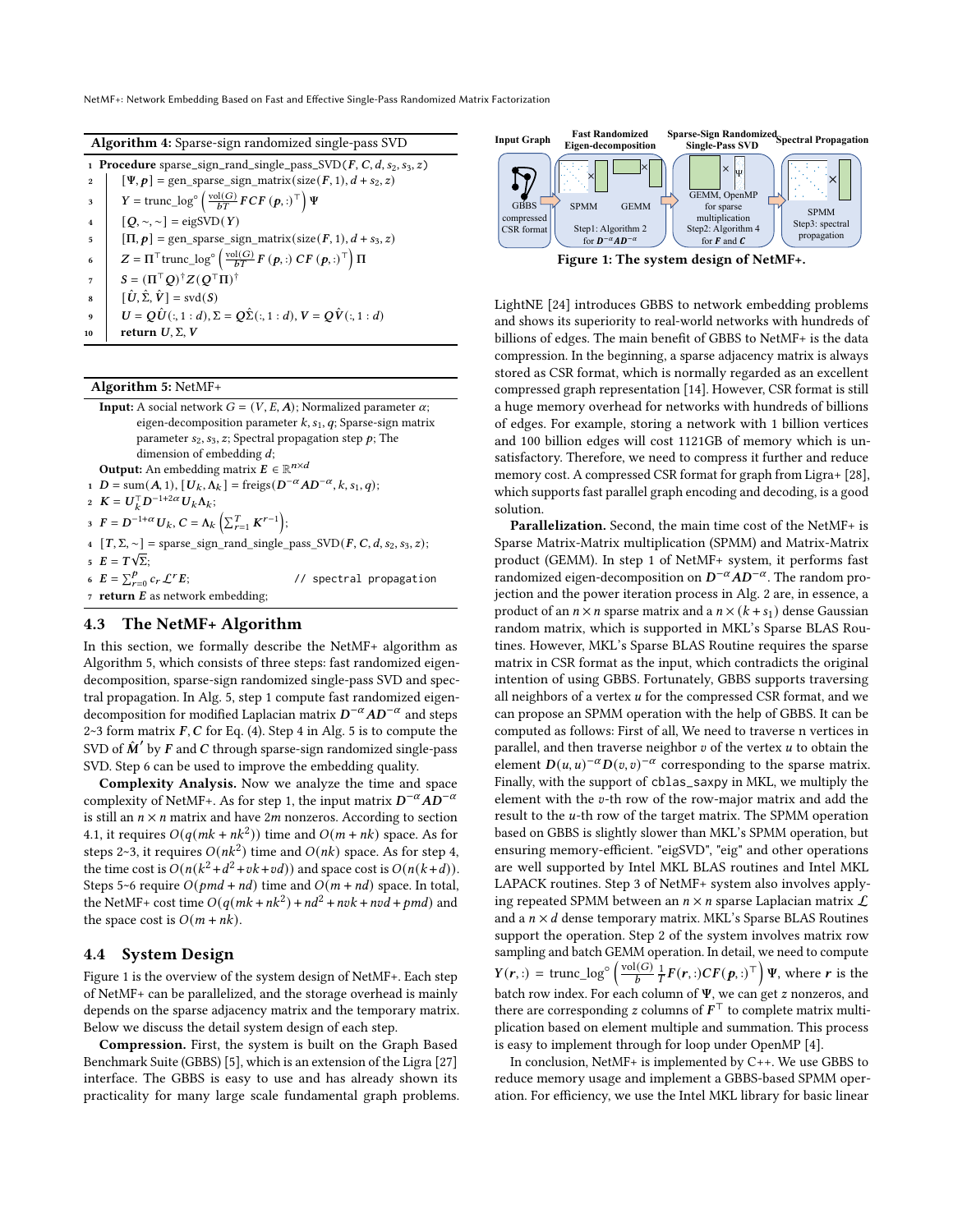**Algorithm 4:** Sparse-sign randomized single-pass SVD

1 **Procedure** sparse_sign_rand_single_pass_SVD($F, C, d, s_2, s_3, z$)
2  $[\Psi, \boldsymbol{p}]$ = gen_sparse_sign_matrix(size($F$, 1), $d + s_2, z$)
3  $Y = \text{trunc\_log}^{\circ}\left(\frac{\text{vol}(G)}{bT} FCF(\boldsymbol{p}, :)^{\top}\right)\Psi$
4  $[Q, \sim, \sim]$ = eigSVD($Y$)
5  $[\Pi, \boldsymbol{p}]$ = gen_sparse_sign_matrix(size($F$, 1), $d + s_3, z$)
6  $Z = \Pi^{\top}\text{trunc\_log}^{\circ}\left(\frac{\text{vol}(G)}{bT} F(\boldsymbol{p}, :) CF(\boldsymbol{p}, :)^{\top}\right)\Pi$
7  $S = (\Pi^{\top}Q)^{\dagger}Z(Q^{\top}\Pi)^{\dagger}$
8  $[\hat{U}, \hat{\Sigma}, \hat{V}]$ = svd($S$)
9  $U = Q\hat{U}(:, 1:d), \Sigma = Q\hat{\Sigma}(:, 1:d), V = Q\hat{V}(:, 1:d)$
10  **return** $U, \Sigma, V$

**Algorithm 5:** NetMF+

**Input:** A social network $G = (V, E, A)$; Normalized parameter $\alpha$; eigen-decomposition parameter $k, s_1, q$; Sparse-sign matrix parameter $s_2, s_3, z$; Spectral propagation step $p$; The dimension of embedding $d$;

**Output:** An embedding matrix $E \in \mathbb{R}^{n \times d}$

1 $D = \text{sum}(A, 1)$, $[U_k, \Lambda_k]$ = freigs($D^{-\alpha}AD^{-\alpha}, k, s_1, q$);
2 $K = U_k^{\top}D^{-1+2\alpha}U_k\Lambda_k$;
3 $F = D^{-1+\alpha}U_k$, $C = \Lambda_k\left(\sum_{r=1}^{T}K^{r-1}\right)$;
4 $[T, \Sigma, \sim]$ = sparse_sign_rand_single_pass_SVD($F, C, d, s_2, s_3, z$);
5 $E = T\sqrt{\Sigma}$;
6 $E = \sum_{r=0}^{p} c_r \mathcal{L}^r E$;   // spectral propagation
7 **return** $E$ as network embedding;

## 4.3 The NetMF+ Algorithm

In this section, we formally describe the NetMF+ algorithm as Algorithm 5, which consists of three steps: fast randomized eigen-decomposition, sparse-sign randomized single-pass SVD and spectral propagation. In Alg. 5, step 1 compute fast randomized eigen-decomposition for modified Laplacian matrix $D^{-\alpha}AD^{-\alpha}$ and steps 2~3 form matrix $F, C$ for Eq. (4). Step 4 in Alg. 5 is to compute the SVD of $\hat{M}'$ by $F$ and $C$ through sparse-sign randomized single-pass SVD. Step 6 can be used to improve the embedding quality.

**Complexity Analysis.** Now we analyze the time and space complexity of NetMF+. As for step 1, the input matrix $D^{-\alpha}AD^{-\alpha}$ is still an $n \times n$ matrix and have $2m$ nonzeros. According to section 4.1, it requires $O(q(mk + nk^2))$ time and $O(m + nk)$ space. As for steps 2~3, it requires $O(nk^2)$ time and $O(nk)$ space. As for step 4, the time cost is $O(n(k^2 + d^2 + vk + vd))$ and space cost is $O(n(k + d))$. Steps 5~6 require $O(pmd + nd)$ time and $O(m + nd)$ space. In total, the NetMF+ cost time $O(q(mk + nk^2)) + nd^2 + nvk + nvd + pmd)$ and the space cost is $O(m + nk)$.

## 4.4 System Design

Figure 1 is the overview of the system design of NetMF+. Each step of NetMF+ can be parallelized, and the storage overhead is mainly depends on the sparse adjacency matrix and the temporary matrix. Below we discuss the detail system design of each step.

**Compression.** First, the system is built on the Graph Based Benchmark Suite (GBBS) [5], which is an extension of the Ligra [27] interface. The GBBS is easy to use and has already shown its practicality for many large scale fundamental graph problems.

Figure 1: The system design of NetMF+.

LightNE [24] introduces GBBS to network embedding problems and shows its superiority to real-world networks with hundreds of billions of edges. The main benefit of GBBS to NetMF+ is the data compression. In the beginning, a sparse adjacency matrix is always stored as CSR format, which is normally regarded as an excellent compressed graph representation [14]. However, CSR format is still a huge memory overhead for networks with hundreds of billions of edges. For example, storing a network with 1 billion vertices and 100 billion edges will cost 1121GB of memory which is unsatisfactory. Therefore, we need to compress it further and reduce memory cost. A compressed CSR format for graph from Ligra+ [28], which supports fast parallel graph encoding and decoding, is a good solution.

**Parallelization.** Second, the main time cost of the NetMF+ is Sparse Matrix-Matrix multiplication (SPMM) and Matrix-Matrix product (GEMM). In step 1 of NetMF+ system, it performs fast randomized eigen-decomposition on $D^{-\alpha}AD^{-\alpha}$. The random projection and the power iteration process in Alg. 2 are, in essence, a product of an $n \times n$ sparse matrix and a $n \times (k + s_1)$ dense Gaussian random matrix, which is supported in MKL's Sparse BLAS Routines. However, MKL's Sparse BLAS Routine requires the sparse matrix in CSR format as the input, which contradicts the original intention of using GBBS. Fortunately, GBBS supports traversing all neighbors of a vertex $u$ for the compressed CSR format, and we can propose an SPMM operation with the help of GBBS. It can be computed as follows: First of all, We need to traverse n vertices in parallel, and then traverse neighbor $v$ of the vertex $u$ to obtain the element $D(u, u)^{-\alpha}D(v, v)^{-\alpha}$ corresponding to the sparse matrix. Finally, with the support of `cblas_saxpy` in MKL, we multiply the element with the $v$-th row of the row-major matrix and add the result to the $u$-th row of the target matrix. The SPMM operation based on GBBS is slightly slower than MKL's SPMM operation, but ensuring memory-efficient. "eigSVD", "eig" and other operations are well supported by Intel MKL BLAS routines and Intel MKL LAPACK routines. Step 3 of NetMF+ system also involves applying repeated SPMM between an $n \times n$ sparse Laplacian matrix $\mathcal{L}$ and a $n \times d$ dense temporary matrix. MKL's Sparse BLAS Routines support the operation. Step 2 of the system involves matrix row sampling and batch GEMM operation. In detail, we need to compute $Y(\boldsymbol{r}, :) = \text{trunc\_log}^{\circ}\left(\frac{\text{vol}(G)}{b}\frac{1}{T}F(\boldsymbol{r}, :)CF(\boldsymbol{p}, :)^{\top}\right)\Psi$, where $\boldsymbol{r}$ is the batch row index. For each column of $\Psi$, we can get $z$ nonzeros, and there are corresponding $z$ columns of $F^{\top}$ to complete matrix multiplication based on element multiple and summation. This process is easy to implement through for loop under OpenMP [4].

In conclusion, NetMF+ is implemented by C++. We use GBBS to reduce memory usage and implement a GBBS-based SPMM operation. For efficiency, we use the Intel MKL library for basic linear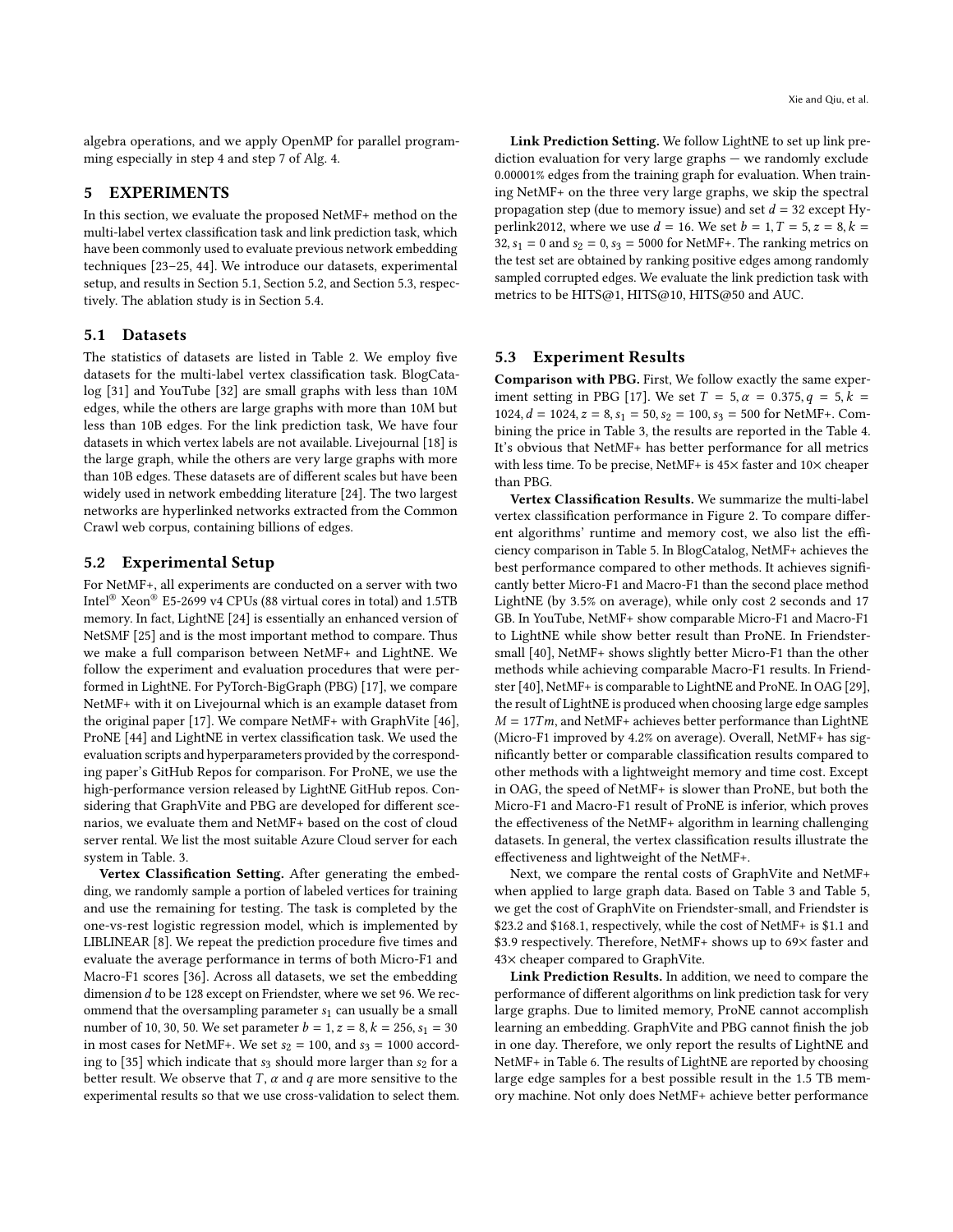algebra operations, and we apply OpenMP for parallel programming especially in step 4 and step 7 of Alg. 4.

## 5 EXPERIMENTS

In this section, we evaluate the proposed NetMF+ method on the multi-label vertex classification task and link prediction task, which have been commonly used to evaluate previous network embedding techniques [23–25, 44]. We introduce our datasets, experimental setup, and results in Section 5.1, Section 5.2, and Section 5.3, respectively. The ablation study is in Section 5.4.

### 5.1 Datasets

The statistics of datasets are listed in Table 2. We employ five datasets for the multi-label vertex classification task. BlogCatalog [31] and YouTube [32] are small graphs with less than 10M edges, while the others are large graphs with more than 10M but less than 10B edges. For the link prediction task, We have four datasets in which vertex labels are not available. Livejournal [18] is the large graph, while the others are very large graphs with more than 10B edges. These datasets are of different scales but have been widely used in network embedding literature [24]. The two largest networks are hyperlinked networks extracted from the Common Crawl web corpus, containing billions of edges.

### 5.2 Experimental Setup

For NetMF+, all experiments are conducted on a server with two Intel® Xeon® E5-2699 v4 CPUs (88 virtual cores in total) and 1.5TB memory. In fact, LightNE [24] is essentially an enhanced version of NetSMF [25] and is the most important method to compare. Thus we make a full comparison between NetMF+ and LightNE. We follow the experiment and evaluation procedures that were performed in LightNE. For PyTorch-BigGraph (PBG) [17], we compare NetMF+ with it on Livejournal which is an example dataset from the original paper [17]. We compare NetMF+ with GraphVite [46], ProNE [44] and LightNE in vertex classification task. We used the evaluation scripts and hyperparameters provided by the corresponding paper's GitHub Repos for comparison. For ProNE, we use the high-performance version released by LightNE GitHub repos. Considering that GraphVite and PBG are developed for different scenarios, we evaluate them and NetMF+ based on the cost of cloud server rental. We list the most suitable Azure Cloud server for each system in Table. 3.

**Vertex Classification Setting.** After generating the embedding, we randomly sample a portion of labeled vertices for training and use the remaining for testing. The task is completed by the one-vs-rest logistic regression model, which is implemented by LIBLINEAR [8]. We repeat the prediction procedure five times and evaluate the average performance in terms of both Micro-F1 and Macro-F1 scores [36]. Across all datasets, we set the embedding dimension $d$ to be 128 except on Friendster, where we set 96. We recommend that the oversampling parameter $s_1$ can usually be a small number of 10, 30, 50. We set parameter $b = 1, z = 8, k = 256, s_1 = 30$ in most cases for NetMF+. We set $s_2 = 100$, and $s_3 = 1000$ according to [35] which indicate that $s_3$ should more larger than $s_2$ for a better result. We observe that $T$, $\alpha$ and $q$ are more sensitive to the experimental results so that we use cross-validation to select them.

**Link Prediction Setting.** We follow LightNE to set up link prediction evaluation for very large graphs — we randomly exclude 0.00001% edges from the training graph for evaluation. When training NetMF+ on the three very large graphs, we skip the spectral propagation step (due to memory issue) and set $d = 32$ except Hyperlink2012, where we use $d = 16$. We set $b = 1, T = 5, z = 8, k = 32, s_1 = 0$ and $s_2 = 0, s_3 = 5000$ for NetMF+. The ranking metrics on the test set are obtained by ranking positive edges among randomly sampled corrupted edges. We evaluate the link prediction task with metrics to be HITS@1, HITS@10, HITS@50 and AUC.

### 5.3 Experiment Results

**Comparison with PBG.** First, We follow exactly the same experiment setting in PBG [17]. We set $T = 5, \alpha = 0.375, q = 5, k = 1024, d = 1024, z = 8, s_1 = 50, s_2 = 100, s_3 = 500$ for NetMF+. Combining the price in Table 3, the results are reported in the Table 4. It's obvious that NetMF+ has better performance for all metrics with less time. To be precise, NetMF+ is 45× faster and 10× cheaper than PBG.

**Vertex Classification Results.** We summarize the multi-label vertex classification performance in Figure 2. To compare different algorithms' runtime and memory cost, we also list the efficiency comparison in Table 5. In BlogCatalog, NetMF+ achieves the best performance compared to other methods. It achieves significantly better Micro-F1 and Macro-F1 than the second place method LightNE (by 3.5% on average), while only cost 2 seconds and 17 GB. In YouTube, NetMF+ show comparable Micro-F1 and Macro-F1 to LightNE while show better result than ProNE. In Friendster-small [40], NetMF+ shows slightly better Micro-F1 than the other methods while achieving comparable Macro-F1 results. In Friendster [40], NetMF+ is comparable to LightNE and ProNE. In OAG [29], the result of LightNE is produced when choosing large edge samples $M = 17Tm$, and NetMF+ achieves better performance than LightNE (Micro-F1 improved by 4.2% on average). Overall, NetMF+ has significantly better or comparable classification results compared to other methods with a lightweight memory and time cost. Except in OAG, the speed of NetMF+ is slower than ProNE, but both the Micro-F1 and Macro-F1 result of ProNE is inferior, which proves the effectiveness of the NetMF+ algorithm in learning challenging datasets. In general, the vertex classification results illustrate the effectiveness and lightweight of the NetMF+.

Next, we compare the rental costs of GraphVite and NetMF+ when applied to large graph data. Based on Table 3 and Table 5, we get the cost of GraphVite on Friendster-small, and Friendster is \$23.2 and \$168.1, respectively, while the cost of NetMF+ is \$1.1 and \$3.9 respectively. Therefore, NetMF+ shows up to 69× faster and 43× cheaper compared to GraphVite.

**Link Prediction Results.** In addition, we need to compare the performance of different algorithms on link prediction task for very large graphs. Due to limited memory, ProNE cannot accomplish learning an embedding. GraphVite and PBG cannot finish the job in one day. Therefore, we only report the results of LightNE and NetMF+ in Table 6. The results of LightNE are reported by choosing large edge samples for a best possible result in the 1.5 TB memory machine. Not only does NetMF+ achieve better performance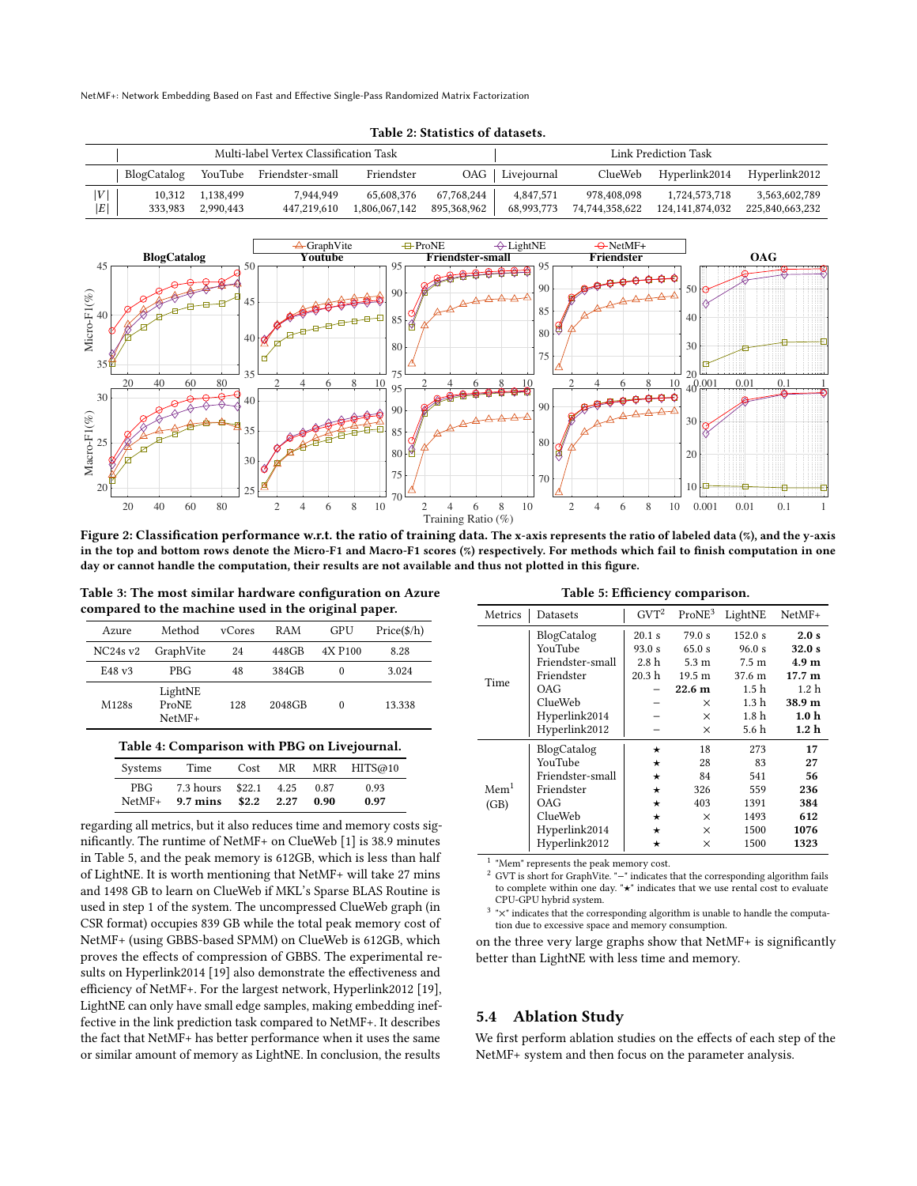**Table 2: Statistics of datasets.**

| | Multi-label Vertex Classification Task | | | | | Link Prediction Task | | | |
|---|---|---|---|---|---|---|---|---|---|
| | BlogCatalog | YouTube | Friendster-small | Friendster | OAG | Livejournal | ClueWeb | Hyperlink2014 | Hyperlink2012 |
| $\|V\|$ | 10,312 | 1,138,499 | 7,944,949 | 65,608,376 | 67,768,244 | 4,847,571 | 978,408,098 | 1,724,573,718 | 3,563,602,789 |
| $\|E\|$ | 333,983 | 2,990,443 | 447,219,610 | 1,806,067,142 | 895,368,962 | 68,993,773 | 74,744,358,622 | 124,141,874,032 | 225,840,663,232 |

**Figure 2: Classification performance w.r.t. the ratio of training data. The x-axis represents the ratio of labeled data (%), and the y-axis in the top and bottom rows denote the Micro-F1 and Macro-F1 scores (%) respectively. For methods which fail to finish computation in one day or cannot handle the computation, their results are not available and thus not plotted in this figure.**

**Table 3: The most similar hardware configuration on Azure compared to the machine used in the original paper.**

| Azure | Method | vCores | RAM | GPU | Price($/h) |
|---|---|---|---|---|---|
| NC24s v2 | GraphVite | 24 | 448GB | 4X P100 | 8.28 |
| E48 v3 | PBG | 48 | 384GB | 0 | 3.024 |
| M128s | LightNE ProNE NetMF+ | 128 | 2048GB | 0 | 13.338 |

**Table 4: Comparison with PBG on Livejournal.**

| Systems | Time | Cost | MR | MRR | HITS@10 |
|---|---|---|---|---|---|
| PBG | 7.3 hours | $22.1 | 4.25 | 0.87 | 0.93 |
| NetMF+ | **9.7 mins** | **$2.2** | **2.27** | **0.90** | **0.97** |

regarding all metrics, but it also reduces time and memory costs significantly. The runtime of NetMF+ on ClueWeb [1] is 38.9 minutes in Table 5, and the peak memory is 612GB, which is less than half of LightNE. It is worth mentioning that NetMF+ will take 27 mins and 1498 GB to learn on ClueWeb if MKL's Sparse BLAS Routine is used in step 1 of the system. The uncompressed ClueWeb graph (in CSR format) occupies 839 GB while the total peak memory cost of NetMF+ (using GBBS-based SPMM) on ClueWeb is 612GB, which proves the effects of compression of GBBS. The experimental results on Hyperlink2014 [19] also demonstrate the effectiveness and efficiency of NetMF+. For the largest network, Hyperlink2012 [19], LightNE can only have small edge samples, making embedding ineffective in the link prediction task compared to NetMF+. It describes the fact that NetMF+ has better performance when it uses the same or similar amount of memory as LightNE. In conclusion, the results on the three very large graphs show that NetMF+ is significantly better than LightNE with less time and memory.

**Table 5: Efficiency comparison.**

| Metrics | Datasets | GVT[2] | ProNE[3] | LightNE | NetMF+ |
|---|---|---|---|---|---|
| Time | BlogCatalog | 20.1 s | 79.0 s | 152.0 s | **2.0 s** |
| | YouTube | 93.0 s | 65.0 s | 96.0 s | **32.0 s** |
| | Friendster-small | 2.8 h | 5.3 m | 7.5 m | **4.9 m** |
| | Friendster | 20.3 h | 19.5 m | 37.6 m | **17.7 m** |
| | OAG | – | **22.6 m** | 1.5 h | 1.2 h |
| | ClueWeb | – | × | 1.3 h | **38.9 m** |
| | Hyperlink2014 | – | × | 1.8 h | **1.0 h** |
| | Hyperlink2012 | – | × | 5.6 h | **1.2 h** |
| Mem[1] (GB) | BlogCatalog | ★ | 18 | 273 | **17** |
| | YouTube | ★ | 28 | 83 | **27** |
| | Friendster-small | ★ | 84 | 541 | **56** |
| | Friendster | ★ | 326 | 559 | **236** |
| | OAG | ★ | 403 | 1391 | **384** |
| | ClueWeb | ★ | × | 1493 | **612** |
| | Hyperlink2014 | ★ | × | 1500 | **1076** |
| | Hyperlink2012 | ★ | × | 1500 | **1323** |

[1] "Mem" represents the peak memory cost.
[2] GVT is short for GraphVite. "–" indicates that the corresponding algorithm fails to complete within one day. "★" indicates that we use rental cost to evaluate CPU-GPU hybrid system.
[3] "×" indicates that the corresponding algorithm is unable to handle the computation due to excessive space and memory consumption.

## 5.4 Ablation Study

We first perform ablation studies on the effects of each step of the NetMF+ system and then focus on the parameter analysis.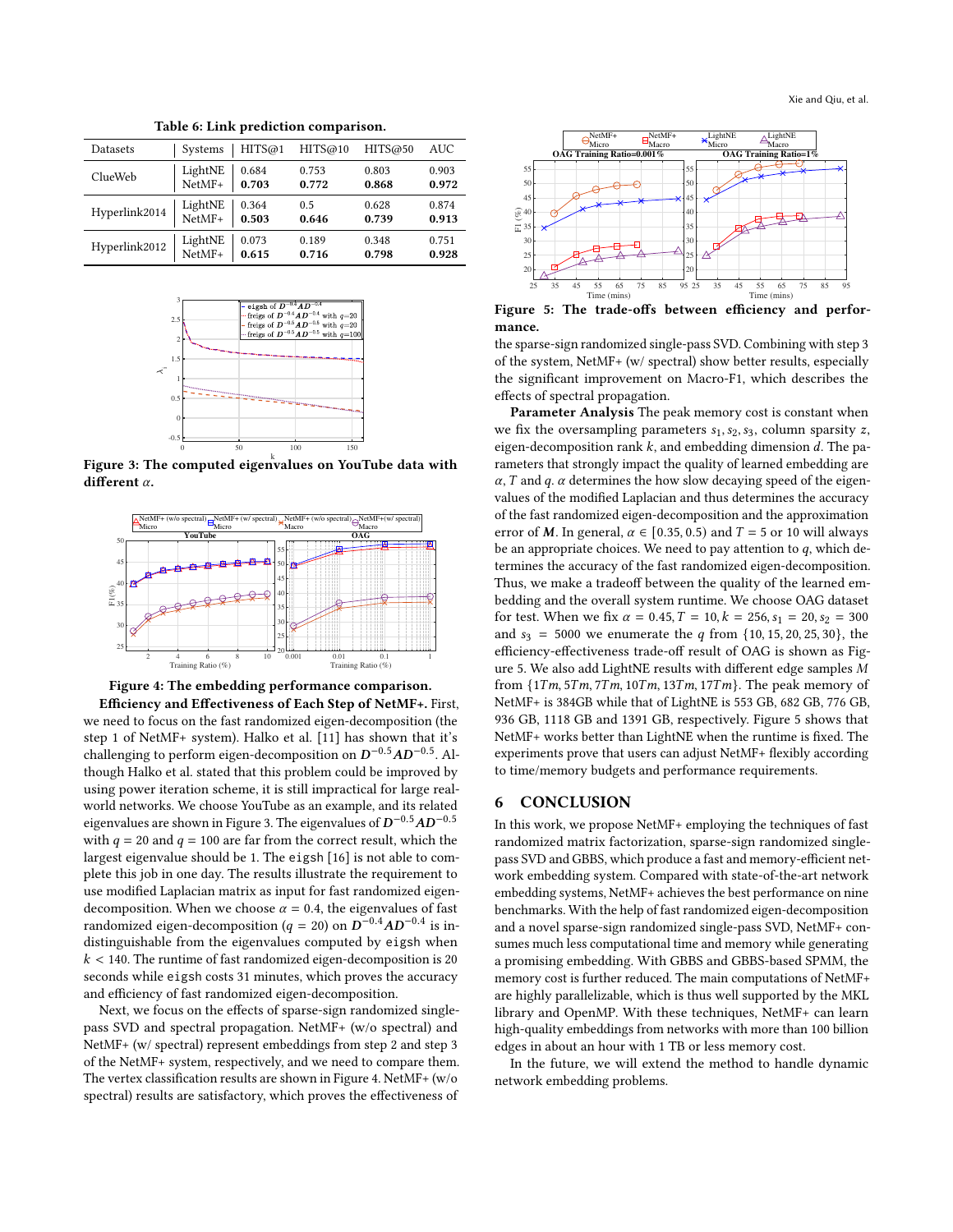**Table 6: Link prediction comparison.**

| Datasets | Systems | HITS@1 | HITS@10 | HITS@50 | AUC |
|---|---|---|---|---|---|
| ClueWeb | LightNE | 0.684 | 0.753 | 0.803 | 0.903 |
| | NetMF+ | **0.703** | **0.772** | **0.868** | **0.972** |
| Hyperlink2014 | LightNE | 0.364 | 0.5 | 0.628 | 0.874 |
| | NetMF+ | **0.503** | **0.646** | **0.739** | **0.913** |
| Hyperlink2012 | LightNE | 0.073 | 0.189 | 0.348 | 0.751 |
| | NetMF+ | **0.615** | **0.716** | **0.798** | **0.928** |

**Figure 3: The computed eigenvalues on YouTube data with different $\alpha$.**

**Figure 4: The embedding performance comparison.**

**Efficiency and Effectiveness of Each Step of NetMF+.** First, we need to focus on the fast randomized eigen-decomposition (the step 1 of NetMF+ system). Halko et al. [11] has shown that it's challenging to perform eigen-decomposition on $\boldsymbol{D}^{-0.5}\boldsymbol{A}\boldsymbol{D}^{-0.5}$. Although Halko et al. stated that this problem could be improved by using power iteration scheme, it is still impractical for large real-world networks. We choose YouTube as an example, and its related eigenvalues are shown in Figure 3. The eigenvalues of $\boldsymbol{D}^{-0.5}\boldsymbol{A}\boldsymbol{D}^{-0.5}$ with $q = 20$ and $q = 100$ are far from the correct result, which the largest eigenvalue should be 1. The `eigsh` [16] is not able to complete this job in one day. The results illustrate the requirement to use modified Laplacian matrix as input for fast randomized eigen-decomposition. When we choose $\alpha = 0.4$, the eigenvalues of fast randomized eigen-decomposition ($q = 20$) on $\boldsymbol{D}^{-0.4}\boldsymbol{A}\boldsymbol{D}^{-0.4}$ is indistinguishable from the eigenvalues computed by `eigsh` when $k < 140$. The runtime of fast randomized eigen-decomposition is 20 seconds while `eigsh` costs 31 minutes, which proves the accuracy and efficiency of fast randomized eigen-decomposition.

Next, we focus on the effects of sparse-sign randomized single-pass SVD and spectral propagation. NetMF+ (w/o spectral) and NetMF+ (w/ spectral) represent embeddings from step 2 and step 3 of the NetMF+ system, respectively, and we need to compare them. The vertex classification results are shown in Figure 4. NetMF+ (w/o spectral) results are satisfactory, which proves the effectiveness of the sparse-sign randomized single-pass SVD. Combining with step 3 of the system, NetMF+ (w/ spectral) show better results, especially the significant improvement on Macro-F1, which describes the effects of spectral propagation.

**Figure 5: The trade-offs between efficiency and performance.**

**Parameter Analysis** The peak memory cost is constant when we fix the oversampling parameters $s_1, s_2, s_3$, column sparsity $z$, eigen-decomposition rank $k$, and embedding dimension $d$. The parameters that strongly impact the quality of learned embedding are $\alpha$, $T$ and $q$. $\alpha$ determines the how slow decaying speed of the eigenvalues of the modified Laplacian and thus determines the accuracy of the fast randomized eigen-decomposition and the approximation error of $\boldsymbol{M}$. In general, $\alpha \in [0.35, 0.5)$ and $T = 5$ or 10 will always be an appropriate choices. We need to pay attention to $q$, which determines the accuracy of the fast randomized eigen-decomposition. Thus, we make a tradeoff between the quality of the learned embedding and the overall system runtime. We choose OAG dataset for test. When we fix $\alpha = 0.45, T = 10, k = 256, s_1 = 20, s_2 = 300$ and $s_3 = 5000$ we enumerate the $q$ from $\{10, 15, 20, 25, 30\}$, the efficiency-effectiveness trade-off result of OAG is shown as Figure 5. We also add LightNE results with different edge samples $M$ from $\{1Tm, 5Tm, 7Tm, 10Tm, 13Tm, 17Tm\}$. The peak memory of NetMF+ is 384GB while that of LightNE is 553 GB, 682 GB, 776 GB, 936 GB, 1118 GB and 1391 GB, respectively. Figure 5 shows that NetMF+ works better than LightNE when the runtime is fixed. The experiments prove that users can adjust NetMF+ flexibly according to time/memory budgets and performance requirements.

## 6 CONCLUSION

In this work, we propose NetMF+ employing the techniques of fast randomized matrix factorization, sparse-sign randomized single-pass SVD and GBBS, which produce a fast and memory-efficient network embedding system. Compared with state-of-the-art network embedding systems, NetMF+ achieves the best performance on nine benchmarks. With the help of fast randomized eigen-decomposition and a novel sparse-sign randomized single-pass SVD, NetMF+ consumes much less computational time and memory while generating a promising embedding. With GBBS and GBBS-based SPMM, the memory cost is further reduced. The main computations of NetMF+ are highly parallelizable, which is thus well supported by the MKL library and OpenMP. With these techniques, NetMF+ can learn high-quality embeddings from networks with more than 100 billion edges in about an hour with 1 TB or less memory cost.

In the future, we will extend the method to handle dynamic network embedding problems.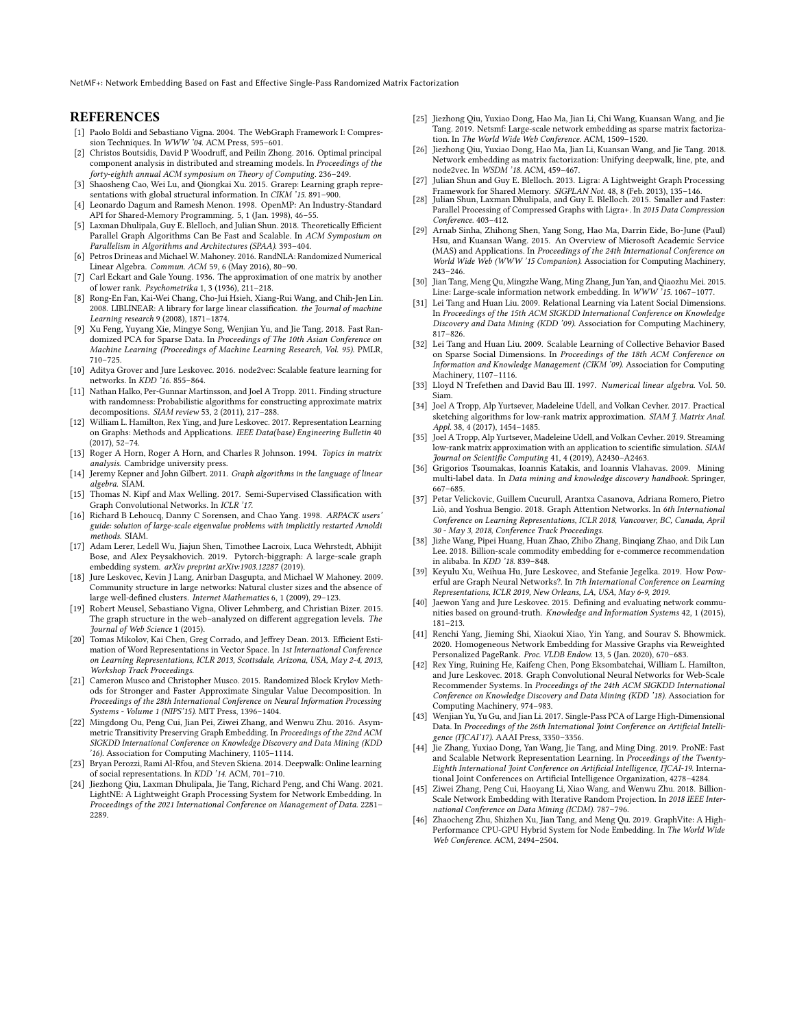## REFERENCES

[1] Paolo Boldi and Sebastiano Vigna. 2004. The WebGraph Framework I: Compression Techniques. In *WWW '04*. ACM Press, 595–601.

[2] Christos Boutsidis, David P Woodruff, and Peilin Zhong. 2016. Optimal principal component analysis in distributed and streaming models. In *Proceedings of the forty-eighth annual ACM symposium on Theory of Computing*. 236–249.

[3] Shaosheng Cao, Wei Lu, and Qiongkai Xu. 2015. Grarep: Learning graph representations with global structural information. In *CIKM '15*. 891–900.

[4] Leonardo Dagum and Ramesh Menon. 1998. OpenMP: An Industry-Standard API for Shared-Memory Programming. 5, 1 (Jan. 1998), 46–55.

[5] Laxman Dhulipala, Guy E. Blelloch, and Julian Shun. 2018. Theoretically Efficient Parallel Graph Algorithms Can Be Fast and Scalable. In *ACM Symposium on Parallelism in Algorithms and Architectures (SPAA)*. 393–404.

[6] Petros Drineas and Michael W. Mahoney. 2016. RandNLA: Randomized Numerical Linear Algebra. *Commun. ACM* 59, 6 (May 2016), 80–90.

[7] Carl Eckart and Gale Young. 1936. The approximation of one matrix by another of lower rank. *Psychometrika* 1, 3 (1936), 211–218.

[8] Rong-En Fan, Kai-Wei Chang, Cho-Jui Hsieh, Xiang-Rui Wang, and Chih-Jen Lin. 2008. LIBLINEAR: A library for large linear classification. *the Journal of machine Learning research* 9 (2008), 1871–1874.

[9] Xu Feng, Yuyang Xie, Mingye Song, Wenjian Yu, and Jie Tang. 2018. Fast Randomized PCA for Sparse Data. In *Proceedings of The 10th Asian Conference on Machine Learning (Proceedings of Machine Learning Research, Vol. 95)*. PMLR, 710–725.

[10] Aditya Grover and Jure Leskovec. 2016. node2vec: Scalable feature learning for networks. In *KDD '16*. 855–864.

[11] Nathan Halko, Per-Gunnar Martinsson, and Joel A Tropp. 2011. Finding structure with randomness: Probabilistic algorithms for constructing approximate matrix decompositions. *SIAM review* 53, 2 (2011), 217–288.

[12] William L. Hamilton, Rex Ying, and Jure Leskovec. 2017. Representation Learning on Graphs: Methods and Applications. *IEEE Data(base) Engineering Bulletin* 40 (2017), 52–74.

[13] Roger A Horn, Roger A Horn, and Charles R Johnson. 1994. *Topics in matrix analysis*. Cambridge university press.

[14] Jeremy Kepner and John Gilbert. 2011. *Graph algorithms in the language of linear algebra*. SIAM.

[15] Thomas N. Kipf and Max Welling. 2017. Semi-Supervised Classification with Graph Convolutional Networks. In *ICLR '17*.

[16] Richard B Lehoucq, Danny C Sorensen, and Chao Yang. 1998. *ARPACK users' guide: solution of large-scale eigenvalue problems with implicitly restarted Arnoldi methods*. SIAM.

[17] Adam Lerer, Ledell Wu, Jiajun Shen, Timothee Lacroix, Luca Wehrstedt, Abhijit Bose, and Alex Peysakhovich. 2019. Pytorch-biggraph: A large-scale graph embedding system. *arXiv preprint arXiv:1903.12287* (2019).

[18] Jure Leskovec, Kevin J Lang, Anirban Dasgupta, and Michael W Mahoney. 2009. Community structure in large networks: Natural cluster sizes and the absence of large well-defined clusters. *Internet Mathematics* 6, 1 (2009), 29–123.

[19] Robert Meusel, Sebastiano Vigna, Oliver Lehmberg, and Christian Bizer. 2015. The graph structure in the web–analyzed on different aggregation levels. *The Journal of Web Science* 1 (2015).

[20] Tomas Mikolov, Kai Chen, Greg Corrado, and Jeffrey Dean. 2013. Efficient Estimation of Word Representations in Vector Space. In *1st International Conference on Learning Representations, ICLR 2013, Scottsdale, Arizona, USA, May 2-4, 2013, Workshop Track Proceedings*.

[21] Cameron Musco and Christopher Musco. 2015. Randomized Block Krylov Methods for Stronger and Faster Approximate Singular Value Decomposition. In *Proceedings of the 28th International Conference on Neural Information Processing Systems - Volume 1 (NIPS'15)*. MIT Press, 1396–1404.

[22] Mingdong Ou, Peng Cui, Jian Pei, Ziwei Zhang, and Wenwu Zhu. 2016. Asymmetric Transitivity Preserving Graph Embedding. In *Proceedings of the 22nd ACM SIGKDD International Conference on Knowledge Discovery and Data Mining (KDD '16)*. Association for Computing Machinery, 1105–1114.

[23] Bryan Perozzi, Rami Al-Rfou, and Steven Skiena. 2014. Deepwalk: Online learning of social representations. In *KDD '14*. ACM, 701–710.

[24] Jiezhong Qiu, Laxman Dhulipala, Jie Tang, Richard Peng, and Chi Wang. 2021. LightNE: A Lightweight Graph Processing System for Network Embedding. In *Proceedings of the 2021 International Conference on Management of Data*. 2281–2289.

[25] Jiezhong Qiu, Yuxiao Dong, Hao Ma, Jian Li, Chi Wang, Kuansan Wang, and Jie Tang. 2019. Netsmf: Large-scale network embedding as sparse matrix factorization. In *The World Wide Web Conference*. ACM, 1509–1520.

[26] Jiezhong Qiu, Yuxiao Dong, Hao Ma, Jian Li, Kuansan Wang, and Jie Tang. 2018. Network embedding as matrix factorization: Unifying deepwalk, line, pte, and node2vec. In *WSDM '18*. ACM, 459–467.

[27] Julian Shun and Guy E. Blelloch. 2013. Ligra: A Lightweight Graph Processing Framework for Shared Memory. *SIGPLAN Not.* 48, 8 (Feb. 2013), 135–146.

[28] Julian Shun, Laxman Dhulipala, and Guy E. Blelloch. 2015. Smaller and Faster: Parallel Processing of Compressed Graphs with Ligra+. In *2015 Data Compression Conference*. 403–412.

[29] Arnab Sinha, Zhihong Shen, Yang Song, Hao Ma, Darrin Eide, Bo-June (Paul) Hsu, and Kuansan Wang. 2015. An Overview of Microsoft Academic Service (MAS) and Applications. In *Proceedings of the 24th International Conference on World Wide Web (WWW '15 Companion)*. Association for Computing Machinery, 243–246.

[30] Jian Tang, Meng Qu, Mingzhe Wang, Ming Zhang, Jun Yan, and Qiaozhu Mei. 2015. Line: Large-scale information network embedding. In *WWW '15*. 1067–1077.

[31] Lei Tang and Huan Liu. 2009. Relational Learning via Latent Social Dimensions. In *Proceedings of the 15th ACM SIGKDD International Conference on Knowledge Discovery and Data Mining (KDD '09)*. Association for Computing Machinery, 817–826.

[32] Lei Tang and Huan Liu. 2009. Scalable Learning of Collective Behavior Based on Sparse Social Dimensions. In *Proceedings of the 18th ACM Conference on Information and Knowledge Management (CIKM '09)*. Association for Computing Machinery, 1107–1116.

[33] Lloyd N Trefethen and David Bau III. 1997. *Numerical linear algebra*. Vol. 50. Siam.

[34] Joel A Tropp, Alp Yurtsever, Madeleine Udell, and Volkan Cevher. 2017. Practical sketching algorithms for low-rank matrix approximation. *SIAM J. Matrix Anal. Appl.* 38, 4 (2017), 1454–1485.

[35] Joel A Tropp, Alp Yurtsever, Madeleine Udell, and Volkan Cevher. 2019. Streaming low-rank matrix approximation with an application to scientific simulation. *SIAM Journal on Scientific Computing* 41, 4 (2019), A2430–A2463.

[36] Grigorios Tsoumakas, Ioannis Katakis, and Ioannis Vlahavas. 2009. Mining multi-label data. In *Data mining and knowledge discovery handbook*. Springer, 667–685.

[37] Petar Velickovic, Guillem Cucurull, Arantxa Casanova, Adriana Romero, Pietro Liò, and Yoshua Bengio. 2018. Graph Attention Networks. In *6th International Conference on Learning Representations, ICLR 2018, Vancouver, BC, Canada, April 30 - May 3, 2018, Conference Track Proceedings*.

[38] Jizhe Wang, Pipei Huang, Huan Zhao, Zhibo Zhang, Binqiang Zhao, and Dik Lun Lee. 2018. Billion-scale commodity embedding for e-commerce recommendation in alibaba. In *KDD '18*. 839–848.

[39] Keyulu Xu, Weihua Hu, Jure Leskovec, and Stefanie Jegelka. 2019. How Powerful are Graph Neural Networks?. In *7th International Conference on Learning Representations, ICLR 2019, New Orleans, LA, USA, May 6-9, 2019*.

[40] Jaewon Yang and Jure Leskovec. 2015. Defining and evaluating network communities based on ground-truth. *Knowledge and Information Systems* 42, 1 (2015), 181–213.

[41] Renchi Yang, Jieming Shi, Xiaokui Xiao, Yin Yang, and Sourav S. Bhowmick. 2020. Homogeneous Network Embedding for Massive Graphs via Reweighted Personalized PageRank. *Proc. VLDB Endow.* 13, 5 (Jan. 2020), 670–683.

[42] Rex Ying, Ruining He, Kaifeng Chen, Pong Eksombatchai, William L. Hamilton, and Jure Leskovec. 2018. Graph Convolutional Neural Networks for Web-Scale Recommender Systems. In *Proceedings of the 24th ACM SIGKDD International Conference on Knowledge Discovery and Data Mining (KDD '18)*. Association for Computing Machinery, 974–983.

[43] Wenjian Yu, Yu Gu, and Jian Li. 2017. Single-Pass PCA of Large High-Dimensional Data. In *Proceedings of the 26th International Joint Conference on Artificial Intelligence (IJCAI'17)*. AAAI Press, 3350–3356.

[44] Jie Zhang, Yuxiao Dong, Yan Wang, Jie Tang, and Ming Ding. 2019. ProNE: Fast and Scalable Network Representation Learning. In *Proceedings of the Twenty-Eighth International Joint Conference on Artificial Intelligence, IJCAI-19*. International Joint Conferences on Artificial Intelligence Organization, 4278–4284.

[45] Ziwei Zhang, Peng Cui, Haoyang Li, Xiao Wang, and Wenwu Zhu. 2018. Billion-Scale Network Embedding with Iterative Random Projection. In *2018 IEEE International Conference on Data Mining (ICDM)*. 787–796.

[46] Zhaocheng Zhu, Shizhen Xu, Jian Tang, and Meng Qu. 2019. GraphVite: A High-Performance CPU-GPU Hybrid System for Node Embedding. In *The World Wide Web Conference*. ACM, 2494–2504.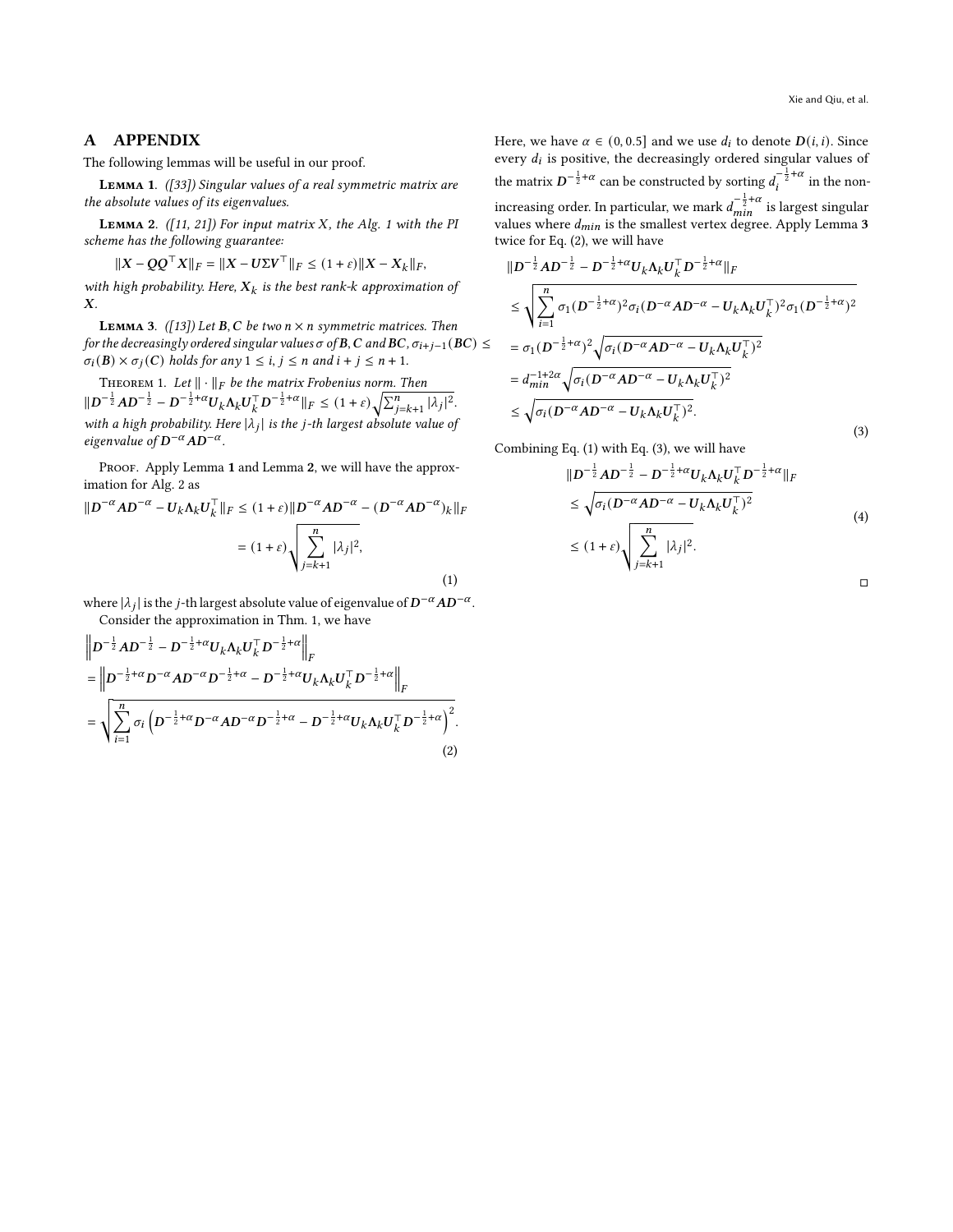# A APPENDIX

The following lemmas will be useful in our proof.

**Lemma 1.** *([33]) Singular values of a real symmetric matrix are the absolute values of its eigenvalues.*

**Lemma 2.** *([11, 21]) For input matrix $X$, the Alg. 1 with the PI scheme has the following guarantee:*

$$\|X - QQ^\top X\|_F = \|X - U\Sigma V^\top\|_F \leq (1+\varepsilon)\|X - X_k\|_F,$$

*with high probability. Here, $X_k$ is the best rank-k approximation of $X$.*

**Lemma 3.** *([13]) Let $B, C$ be two $n \times n$ symmetric matrices. Then for the decreasingly ordered singular values $\sigma$ of $B, C$ and $BC$, $\sigma_{i+j-1}(BC) \leq \sigma_i(B) \times \sigma_j(C)$ holds for any $1 \leq i, j \leq n$ and $i + j \leq n + 1$.*

**Theorem 1.** *Let $\|\cdot\|_F$ be the matrix Frobenius norm. Then $\|D^{-\frac{1}{2}}AD^{-\frac{1}{2}} - D^{-\frac{1}{2}+\alpha}U_k\Lambda_kU_k^\top D^{-\frac{1}{2}+\alpha}\|_F \leq (1+\varepsilon)\sqrt{\sum_{j=k+1}^{n}|\lambda_j|^2}$. with a high probability. Here $|\lambda_j|$ is the j-th largest absolute value of eigenvalue of $D^{-\alpha}AD^{-\alpha}$.*

Proof. Apply Lemma **1** and Lemma **2**, we will have the approximation for Alg. 2 as

$$\|D^{-\alpha}AD^{-\alpha} - U_k\Lambda_kU_k^\top\|_F \leq (1+\varepsilon)\|D^{-\alpha}AD^{-\alpha} - (D^{-\alpha}AD^{-\alpha})_k\|_F$$
$$= (1+\varepsilon)\sqrt{\sum_{j=k+1}^{n}|\lambda_j|^2}, \tag{1}$$

where $|\lambda_j|$ is the $j$-th largest absolute value of eigenvalue of $D^{-\alpha}AD^{-\alpha}$.

Consider the approximation in Thm. 1, we have

$$\begin{aligned}
&\left\|D^{-\frac{1}{2}}AD^{-\frac{1}{2}} - D^{-\frac{1}{2}+\alpha}U_k\Lambda_kU_k^\top D^{-\frac{1}{2}+\alpha}\right\|_F \\
&= \left\|D^{-\frac{1}{2}+\alpha}D^{-\alpha}AD^{-\alpha}D^{-\frac{1}{2}+\alpha} - D^{-\frac{1}{2}+\alpha}U_k\Lambda_kU_k^\top D^{-\frac{1}{2}+\alpha}\right\|_F \\
&= \sqrt{\sum_{i=1}^{n}\sigma_i\left(D^{-\frac{1}{2}+\alpha}D^{-\alpha}AD^{-\alpha}D^{-\frac{1}{2}+\alpha} - D^{-\frac{1}{2}+\alpha}U_k\Lambda_kU_k^\top D^{-\frac{1}{2}+\alpha}\right)^2}.
\end{aligned} \tag{2}$$

Here, we have $\alpha \in (0, 0.5]$ and we use $d_i$ to denote $D(i,i)$. Since every $d_i$ is positive, the decreasingly ordered singular values of the matrix $D^{-\frac{1}{2}+\alpha}$ can be constructed by sorting $d_i^{-\frac{1}{2}+\alpha}$ in the non-increasing order. In particular, we mark $d_{min}^{-\frac{1}{2}+\alpha}$ is largest singular values where $d_{min}$ is the smallest vertex degree. Apply Lemma **3** twice for Eq. (2), we will have

$$\begin{aligned}
&\|D^{-\frac{1}{2}}AD^{-\frac{1}{2}} - D^{-\frac{1}{2}+\alpha}U_k\Lambda_kU_k^\top D^{-\frac{1}{2}+\alpha}\|_F \\
&\leq \sqrt{\sum_{i=1}^{n}\sigma_1(D^{-\frac{1}{2}+\alpha})^2\sigma_i(D^{-\alpha}AD^{-\alpha} - U_k\Lambda_kU_k^\top)^2\sigma_1(D^{-\frac{1}{2}+\alpha})^2} \\
&= \sigma_1(D^{-\frac{1}{2}+\alpha})^2\sqrt{\sigma_i(D^{-\alpha}AD^{-\alpha} - U_k\Lambda_kU_k^\top)^2} \\
&= d_{min}^{-1+2\alpha}\sqrt{\sigma_i(D^{-\alpha}AD^{-\alpha} - U_k\Lambda_kU_k^\top)^2} \\
&\leq \sqrt{\sigma_i(D^{-\alpha}AD^{-\alpha} - U_k\Lambda_kU_k^\top)^2}.
\end{aligned} \tag{3}$$

Combining Eq. (1) with Eq. (3), we will have

$$\begin{aligned}
&\|D^{-\frac{1}{2}}AD^{-\frac{1}{2}} - D^{-\frac{1}{2}+\alpha}U_k\Lambda_kU_k^\top D^{-\frac{1}{2}+\alpha}\|_F \\
&\leq \sqrt{\sigma_i(D^{-\alpha}AD^{-\alpha} - U_k\Lambda_kU_k^\top)^2} \\
&\leq (1+\varepsilon)\sqrt{\sum_{j=k+1}^{n}|\lambda_j|^2}.
\end{aligned} \tag{4}$$

□